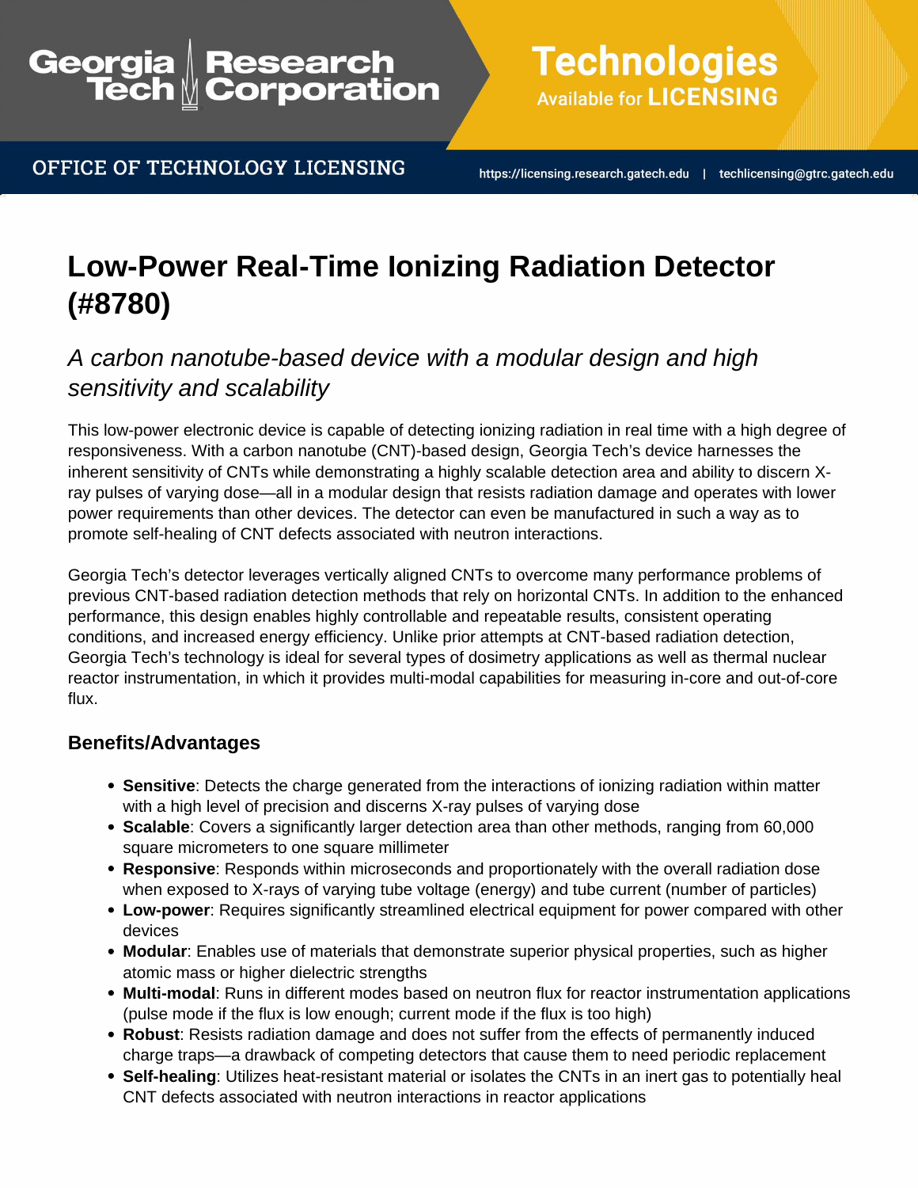# Low-Power Real-Time Ionizing Radiation Detector (#8780)

## *A carbon nanotube-based device with a modular design and high sensitivity and scalability*

This low-power electronic device is capable of detecting ionizing radiation in real time with a high degree of responsiveness. With a carbon nanotube (CNT)-based design, Georgia Tech's device harnesses the inherent sensitivity of CNTs while demonstrating a highly scalable detection area and ability to discern X-ray pulses of varying dose—all in a modular design that resists radiation damage and operates with lower power requirements than other devices. The detector can even be manufactured in such a way as to promote self-healing of CNT defects associated with neutron interactions.

Georgia Tech's detector leverages vertically aligned CNTs to overcome many performance problems of previous CNT-based radiation detection methods that rely on horizontal CNTs. In addition to the enhanced performance, this design enables highly controllable and repeatable results, consistent operating conditions, and increased energy efficiency. Unlike prior attempts at CNT-based radiation detection, Georgia Tech's technology is ideal for several types of dosimetry applications as well as thermal nuclear reactor instrumentation, in which it provides multi-modal capabilities for measuring in-core and out-of-core flux.

### Benefits/Advantages

- **Sensitive**: Detects the charge generated from the interactions of ionizing radiation within matter with a high level of precision and discerns X-ray pulses of varying dose
- **Scalable**: Covers a significantly larger detection area than other methods, ranging from 60,000 square micrometers to one square millimeter
- **Responsive**: Responds within microseconds and proportionately with the overall radiation dose when exposed to X-rays of varying tube voltage (energy) and tube current (number of particles)
- **Low-power**: Requires significantly streamlined electrical equipment for power compared with other devices
- **Modular**: Enables use of materials that demonstrate superior physical properties, such as higher atomic mass or higher dielectric strengths
- **Multi-modal**: Runs in different modes based on neutron flux for reactor instrumentation applications (pulse mode if the flux is low enough; current mode if the flux is too high)
- **Robust**: Resists radiation damage and does not suffer from the effects of permanently induced charge traps—a drawback of competing detectors that cause them to need periodic replacement
- **Self-healing**: Utilizes heat-resistant material or isolates the CNTs in an inert gas to potentially heal CNT defects associated with neutron interactions in reactor applications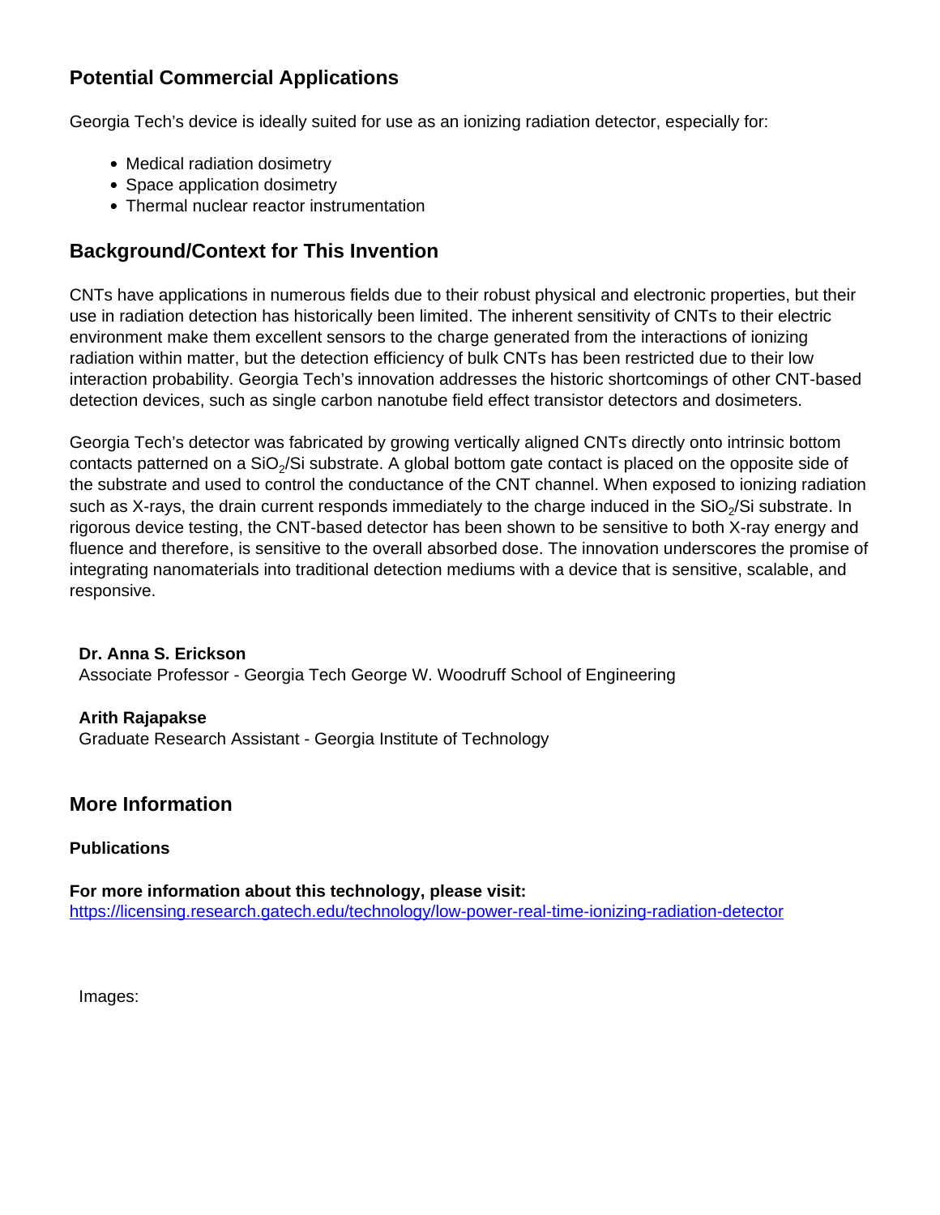## Potential Commercial Applications

Georgia Tech's device is ideally suited for use as an ionizing radiation detector, especially for:

- Medical radiation dosimetry
- Space application dosimetry
- Thermal nuclear reactor instrumentation

## Background/Context for This Invention

CNTs have applications in numerous fields due to their robust physical and electronic properties, but their use in radiation detection has historically been limited. The inherent sensitivity of CNTs to their electric environment make them excellent sensors to the charge generated from the interactions of ionizing radiation within matter, but the detection efficiency of bulk CNTs has been restricted due to their low interaction probability. Georgia Tech's innovation addresses the historic shortcomings of other CNT-based detection devices, such as single carbon nanotube field effect transistor detectors and dosimeters.

Georgia Tech's detector was fabricated by growing vertically aligned CNTs directly onto intrinsic bottom contacts patterned on a $SiO_2$/Si substrate. A global bottom gate contact is placed on the opposite side of the substrate and used to control the conductance of the CNT channel. When exposed to ionizing radiation such as X-rays, the drain current responds immediately to the charge induced in the $SiO_2$/Si substrate. In rigorous device testing, the CNT-based detector has been shown to be sensitive to both X-ray energy and fluence and therefore, is sensitive to the overall absorbed dose. The innovation underscores the promise of integrating nanomaterials into traditional detection mediums with a device that is sensitive, scalable, and responsive.

**Dr. Anna S. Erickson**
Associate Professor - Georgia Tech George W. Woodruff School of Engineering

**Arith Rajapakse**
Graduate Research Assistant - Georgia Institute of Technology

## More Information

**Publications**

**For more information about this technology, please visit:**
https://licensing.research.gatech.edu/technology/low-power-real-time-ionizing-radiation-detector

Images: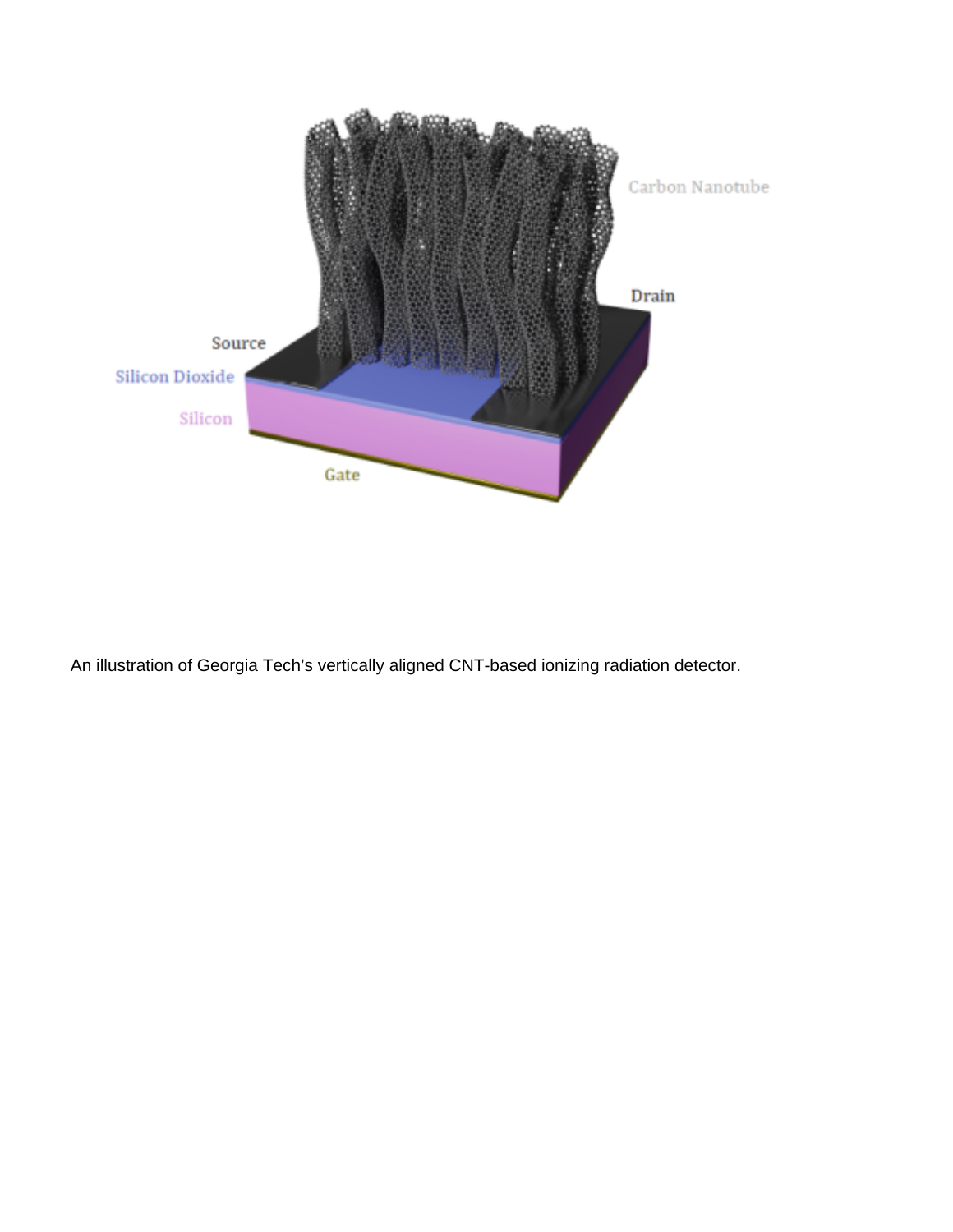An illustration of Georgia Tech’s vertically aligned CNT-based ionizing radiation detector.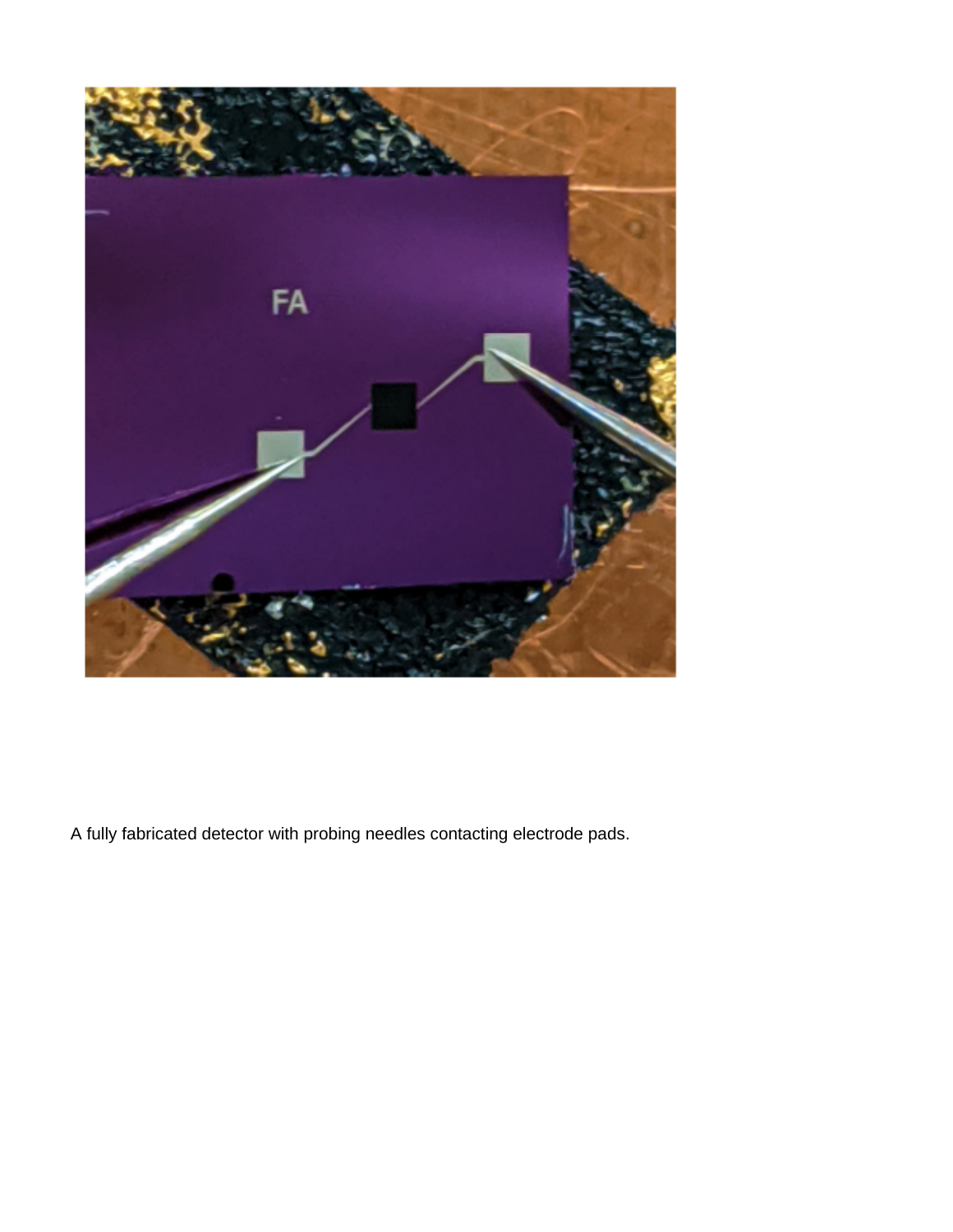A fully fabricated detector with probing needles contacting electrode pads.